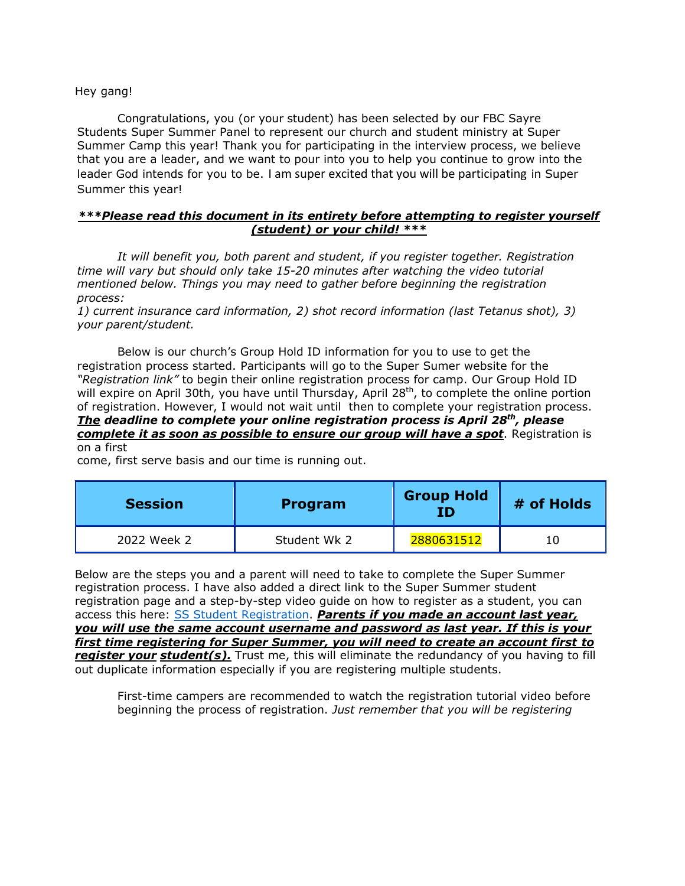Hey gang!

Congratulations, you (or your student) has been selected by our FBC Sayre Students Super Summer Panel to represent our church and student ministry at Super Summer Camp this year! Thank you for participating in the interview process, we believe that you are a leader, and we want to pour into you to help you continue to grow into the leader God intends for you to be. I am super excited that you will be participating in Super Summer this year!

***<u>***Please read this document in its entirety before attempting to register yourself (student) or your child! ***</u>***

*It will benefit you, both parent and student, if you register together. Registration time will vary but should only take 15-20 minutes after watching the video tutorial mentioned below. Things you may need to gather before beginning the registration process:*
*1) current insurance card information, 2) shot record information (last Tetanus shot), 3) your parent/student.*

Below is our church's Group Hold ID information for you to use to get the registration process started. Participants will go to the Super Sumer website for the *"Registration link"* to begin their online registration process for camp. Our Group Hold ID will expire on April 30th, you have until Thursday, April 28th, to complete the online portion of registration. However, I would not wait until then to complete your registration process. ***<u>The</u> deadline to complete your online registration process is April 28th, please <u>complete it as soon as possible to ensure our group will have a spot</u>***. Registration is on a first come, first serve basis and our time is running out.

| Session | Program | Group Hold ID | # of Holds |
|---|---|---|---|
| 2022 Week 2 | Student Wk 2 | 2880631512 | 10 |

Below are the steps you and a parent will need to take to complete the Super Summer registration process. I have also added a direct link to the Super Summer student registration page and a step-by-step video guide on how to register as a student, you can access this here: SS Student Registration. ***<u>Parents if you made an account last year, you will use the same account username and password as last year. If this is your first time registering for Super Summer, you will need to create an account first to register your student(s).</u>*** Trust me, this will eliminate the redundancy of you having to fill out duplicate information especially if you are registering multiple students.

First-time campers are recommended to watch the registration tutorial video before beginning the process of registration. *Just remember that you will be registering*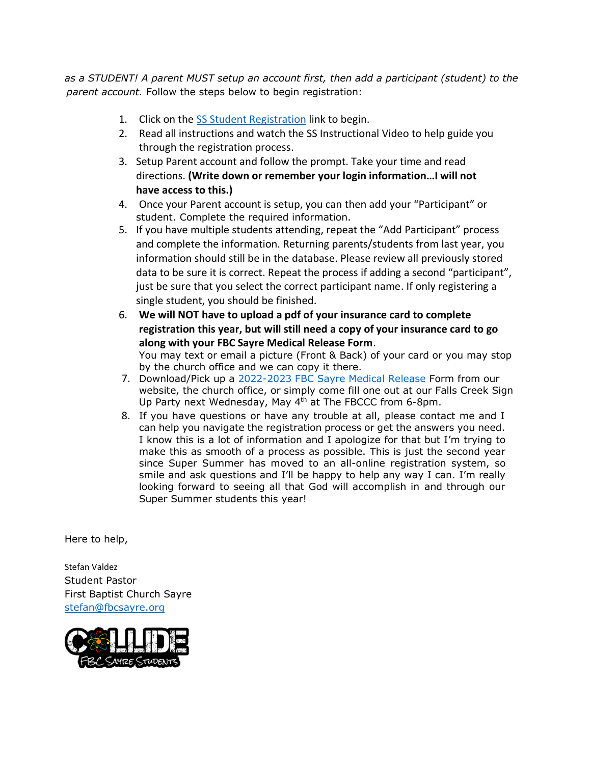*as a STUDENT! A parent MUST setup an account first, then add a participant (student) to the parent account.* Follow the steps below to begin registration:

1. Click on the SS Student Registration link to begin.
2. Read all instructions and watch the SS Instructional Video to help guide you through the registration process.
3. Setup Parent account and follow the prompt. Take your time and read directions. **(Write down or remember your login information…I will not have access to this.)**
4. Once your Parent account is setup, you can then add your "Participant" or student. Complete the required information.
5. If you have multiple students attending, repeat the "Add Participant" process and complete the information. Returning parents/students from last year, you information should still be in the database. Please review all previously stored data to be sure it is correct. Repeat the process if adding a second "participant", just be sure that you select the correct participant name. If only registering a single student, you should be finished.
6. **We will NOT have to upload a pdf of your insurance card to complete registration this year, but will still need a copy of your insurance card to go along with your FBC Sayre Medical Release Form**.
   You may text or email a picture (Front & Back) of your card or you may stop by the church office and we can copy it there.
7. Download/Pick up a 2022-2023 FBC Sayre Medical Release Form from our website, the church office, or simply come fill one out at our Falls Creek Sign Up Party next Wednesday, May 4th at The FBCCC from 6-8pm.
8. If you have questions or have any trouble at all, please contact me and I can help you navigate the registration process or get the answers you need. I know this is a lot of information and I apologize for that but I'm trying to make this as smooth of a process as possible. This is just the second year since Super Summer has moved to an all-online registration system, so smile and ask questions and I'll be happy to help any way I can. I'm really looking forward to seeing all that God will accomplish in and through our Super Summer students this year!

Here to help,

Stefan Valdez
Student Pastor
First Baptist Church Sayre
stefan@fbcsayre.org

COLLIDE
FBC Sayre Students